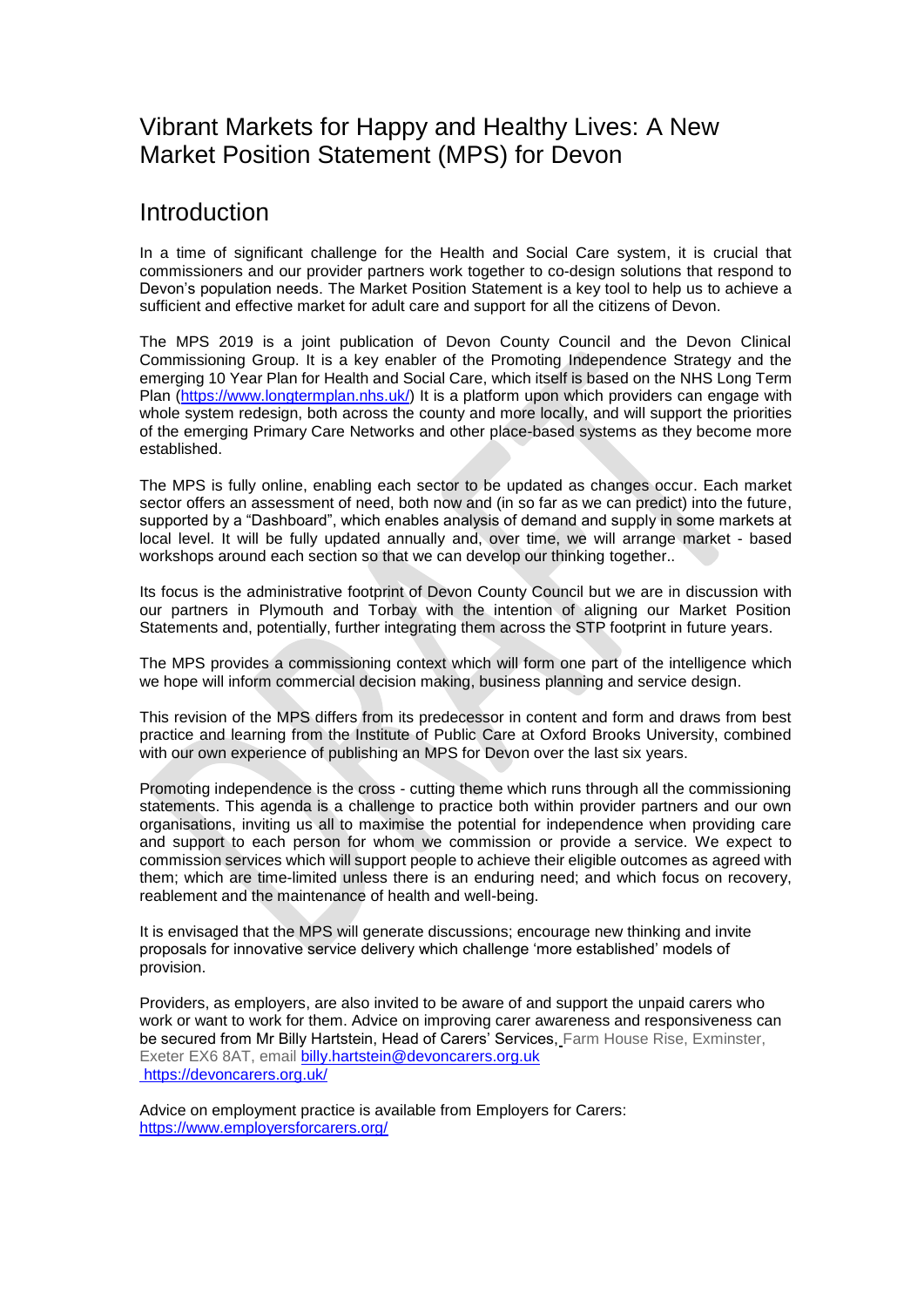# Vibrant Markets for Happy and Healthy Lives: A New Market Position Statement (MPS) for Devon

## Introduction

In a time of significant challenge for the Health and Social Care system, it is crucial that commissioners and our provider partners work together to co-design solutions that respond to Devon's population needs. The Market Position Statement is a key tool to help us to achieve a sufficient and effective market for adult care and support for all the citizens of Devon.

The MPS 2019 is a joint publication of Devon County Council and the Devon Clinical Commissioning Group. It is a key enabler of the Promoting Independence Strategy and the emerging 10 Year Plan for Health and Social Care, which itself is based on the NHS Long Term Plan (https://www.longtermplan.nhs.uk/) It is a platform upon which providers can engage with whole system redesign, both across the county and more locally, and will support the priorities of the emerging Primary Care Networks and other place-based systems as they become more established.

The MPS is fully online, enabling each sector to be updated as changes occur. Each market sector offers an assessment of need, both now and (in so far as we can predict) into the future, supported by a "Dashboard", which enables analysis of demand and supply in some markets at local level. It will be fully updated annually and, over time, we will arrange market - based workshops around each section so that we can develop our thinking together..

Its focus is the administrative footprint of Devon County Council but we are in discussion with our partners in Plymouth and Torbay with the intention of aligning our Market Position Statements and, potentially, further integrating them across the STP footprint in future years.

The MPS provides a commissioning context which will form one part of the intelligence which we hope will inform commercial decision making, business planning and service design.

This revision of the MPS differs from its predecessor in content and form and draws from best practice and learning from the Institute of Public Care at Oxford Brooks University, combined with our own experience of publishing an MPS for Devon over the last six years.

Promoting independence is the cross - cutting theme which runs through all the commissioning statements. This agenda is a challenge to practice both within provider partners and our own organisations, inviting us all to maximise the potential for independence when providing care and support to each person for whom we commission or provide a service. We expect to commission services which will support people to achieve their eligible outcomes as agreed with them; which are time-limited unless there is an enduring need; and which focus on recovery, reablement and the maintenance of health and well-being.

It is envisaged that the MPS will generate discussions; encourage new thinking and invite proposals for innovative service delivery which challenge 'more established' models of provision.

Providers, as employers, are also invited to be aware of and support the unpaid carers who work or want to work for them. Advice on improving carer awareness and responsiveness can be secured from Mr Billy Hartstein, Head of Carers' Services, Farm House Rise, Exminster, Exeter EX6 8AT, email billy.hartstein@devoncarers.org.uk https://devoncarers.org.uk/

Advice on employment practice is available from Employers for Carers: https://www.employersforcarers.org/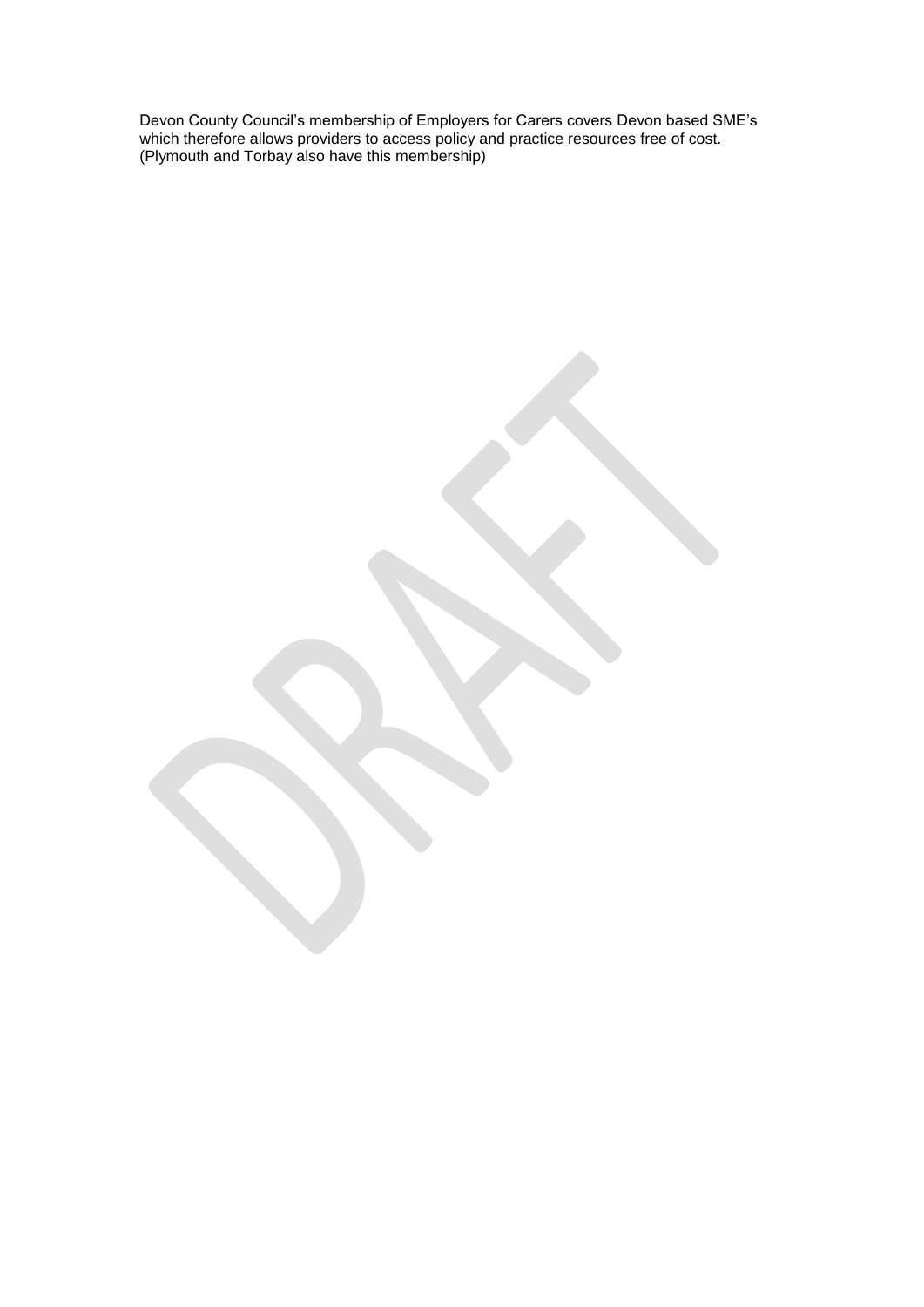Devon County Council's membership of Employers for Carers covers Devon based SME's which therefore allows providers to access policy and practice resources free of cost. (Plymouth and Torbay also have this membership)